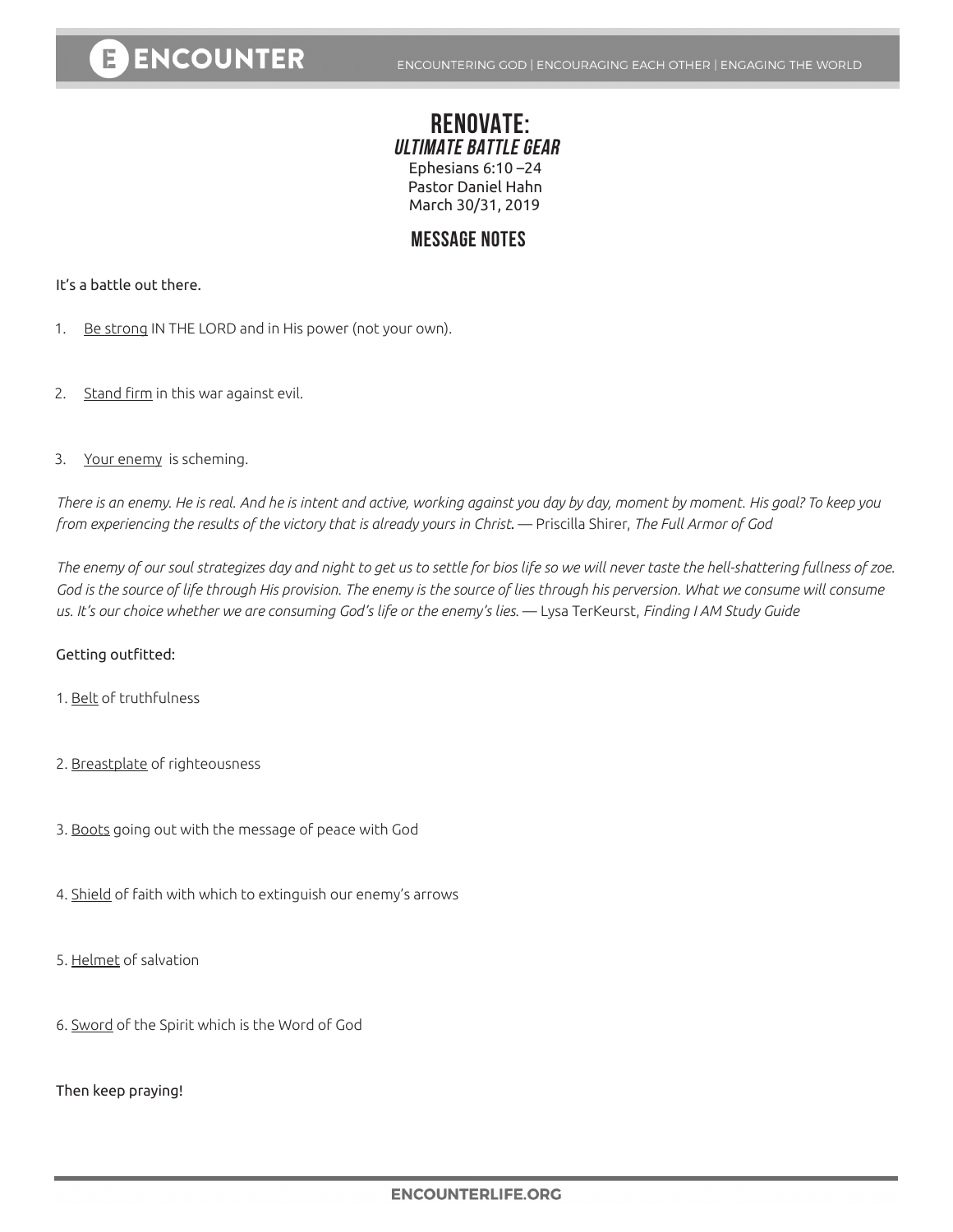# RENOVATE:

## *ULTIMATE BATTLE GEAR*

Ephesians 6:10 –24
Pastor Daniel Hahn
March 30/31, 2019

## MESSAGE NOTES

It's a battle out there.

1. Be strong IN THE LORD and in His power (not your own).

2. Stand firm in this war against evil.

3. Your enemy is scheming.

*There is an enemy. He is real. And he is intent and active, working against you day by day, moment by moment. His goal? To keep you from experiencing the results of the victory that is already yours in Christ.* — Priscilla Shirer, *The Full Armor of God*

*The enemy of our soul strategizes day and night to get us to settle for bios life so we will never taste the hell-shattering fullness of zoe. God is the source of life through His provision. The enemy is the source of lies through his perversion. What we consume will consume us. It's our choice whether we are consuming God's life or the enemy's lies.* — Lysa TerKeurst, *Finding I AM Study Guide*

Getting outfitted:

1. Belt of truthfulness

2. Breastplate of righteousness

3. Boots going out with the message of peace with God

4. Shield of faith with which to extinguish our enemy's arrows

5. Helmet of salvation

6. Sword of the Spirit which is the Word of God

Then keep praying!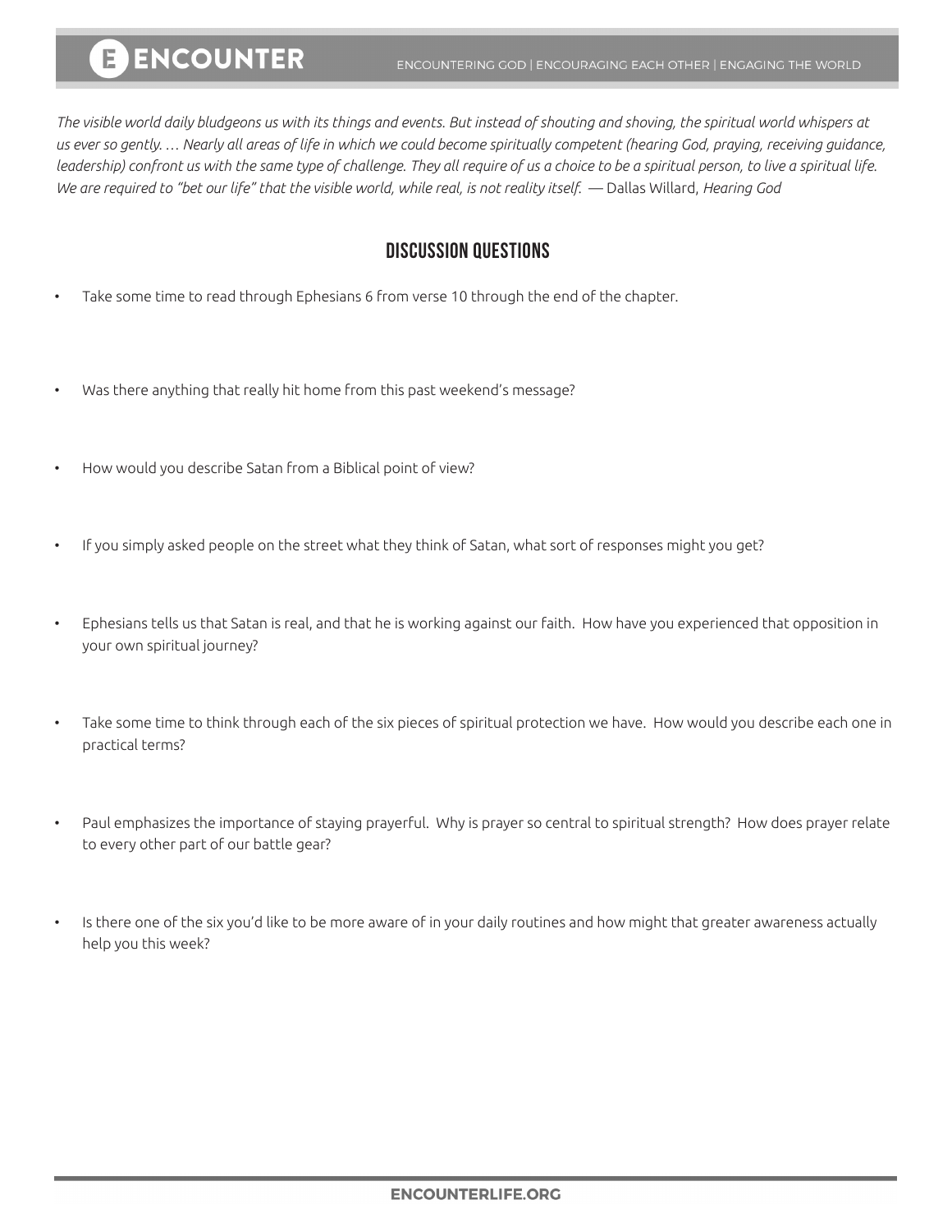*The visible world daily bludgeons us with its things and events. But instead of shouting and shoving, the spiritual world whispers at us ever so gently. … Nearly all areas of life in which we could become spiritually competent (hearing God, praying, receiving guidance, leadership) confront us with the same type of challenge. They all require of us a choice to be a spiritual person, to live a spiritual life. We are required to "bet our life" that the visible world, while real, is not reality itself.* — Dallas Willard, *Hearing God*

## DISCUSSION QUESTIONS

- Take some time to read through Ephesians 6 from verse 10 through the end of the chapter.
- Was there anything that really hit home from this past weekend's message?
- How would you describe Satan from a Biblical point of view?
- If you simply asked people on the street what they think of Satan, what sort of responses might you get?
- Ephesians tells us that Satan is real, and that he is working against our faith. How have you experienced that opposition in your own spiritual journey?
- Take some time to think through each of the six pieces of spiritual protection we have. How would you describe each one in practical terms?
- Paul emphasizes the importance of staying prayerful. Why is prayer so central to spiritual strength? How does prayer relate to every other part of our battle gear?
- Is there one of the six you'd like to be more aware of in your daily routines and how might that greater awareness actually help you this week?